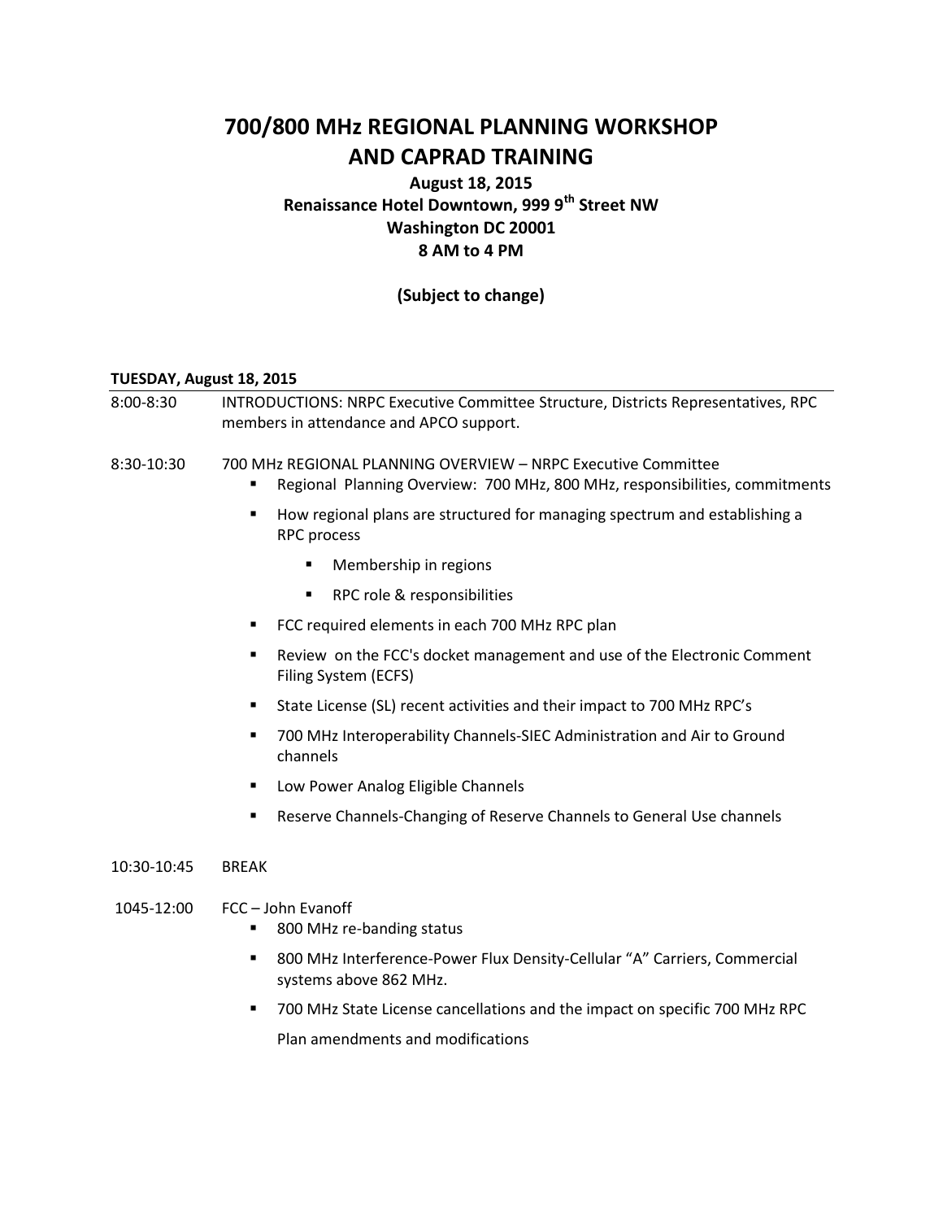# 700/800 MHz REGIONAL PLANNING WORKSHOP AND CAPRAD TRAINING

**August 18, 2015**
**Renaissance Hotel Downtown, 999 9th Street NW**
**Washington DC 20001**
**8 AM to 4 PM**

**(Subject to change)**

**TUESDAY, August 18, 2015**

8:00-8:30 INTRODUCTIONS: NRPC Executive Committee Structure, Districts Representatives, RPC members in attendance and APCO support.

8:30-10:30 700 MHz REGIONAL PLANNING OVERVIEW – NRPC Executive Committee

- Regional Planning Overview: 700 MHz, 800 MHz, responsibilities, commitments
- How regional plans are structured for managing spectrum and establishing a RPC process
  - Membership in regions
  - RPC role & responsibilities
- FCC required elements in each 700 MHz RPC plan
- Review on the FCC's docket management and use of the Electronic Comment Filing System (ECFS)
- State License (SL) recent activities and their impact to 700 MHz RPC's
- 700 MHz Interoperability Channels-SIEC Administration and Air to Ground channels
- Low Power Analog Eligible Channels
- Reserve Channels-Changing of Reserve Channels to General Use channels

10:30-10:45 BREAK

1045-12:00 FCC – John Evanoff

- 800 MHz re-banding status
- 800 MHz Interference-Power Flux Density-Cellular "A" Carriers, Commercial systems above 862 MHz.
- 700 MHz State License cancellations and the impact on specific 700 MHz RPC Plan amendments and modifications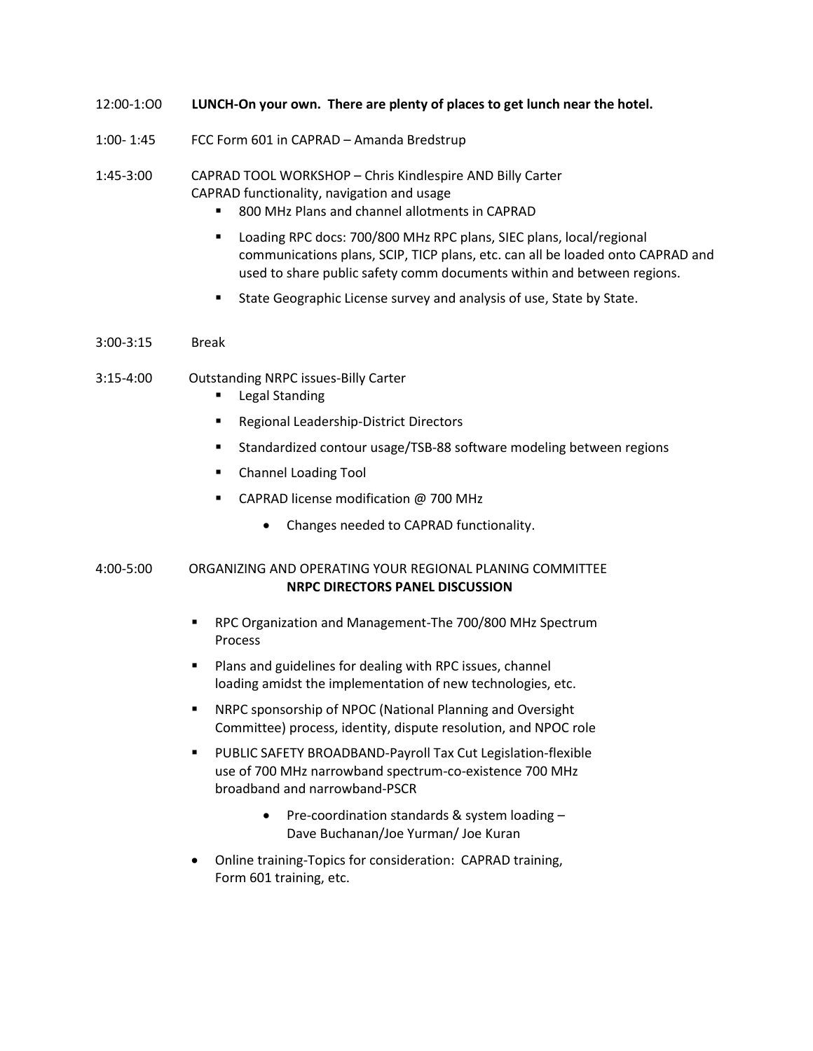12:00-1:O0 **LUNCH-On your own. There are plenty of places to get lunch near the hotel.**

1:00- 1:45 FCC Form 601 in CAPRAD – Amanda Bredstrup

1:45-3:00 CAPRAD TOOL WORKSHOP – Chris Kindlespire AND Billy Carter
CAPRAD functionality, navigation and usage

- 800 MHz Plans and channel allotments in CAPRAD
- Loading RPC docs: 700/800 MHz RPC plans, SIEC plans, local/regional communications plans, SCIP, TICP plans, etc. can all be loaded onto CAPRAD and used to share public safety comm documents within and between regions.
- State Geographic License survey and analysis of use, State by State.

3:00-3:15 Break

3:15-4:00 Outstanding NRPC issues-Billy Carter

- Legal Standing
- Regional Leadership-District Directors
- Standardized contour usage/TSB-88 software modeling between regions
- Channel Loading Tool
- CAPRAD license modification @ 700 MHz
  - Changes needed to CAPRAD functionality.

4:00-5:00 ORGANIZING AND OPERATING YOUR REGIONAL PLANING COMMITTEE
**NRPC DIRECTORS PANEL DISCUSSION**

- RPC Organization and Management-The 700/800 MHz Spectrum Process
- Plans and guidelines for dealing with RPC issues, channel loading amidst the implementation of new technologies, etc.
- NRPC sponsorship of NPOC (National Planning and Oversight Committee) process, identity, dispute resolution, and NPOC role
- PUBLIC SAFETY BROADBAND-Payroll Tax Cut Legislation-flexible use of 700 MHz narrowband spectrum-co-existence 700 MHz broadband and narrowband-PSCR
  - Pre-coordination standards & system loading – Dave Buchanan/Joe Yurman/ Joe Kuran
- Online training-Topics for consideration: CAPRAD training, Form 601 training, etc.